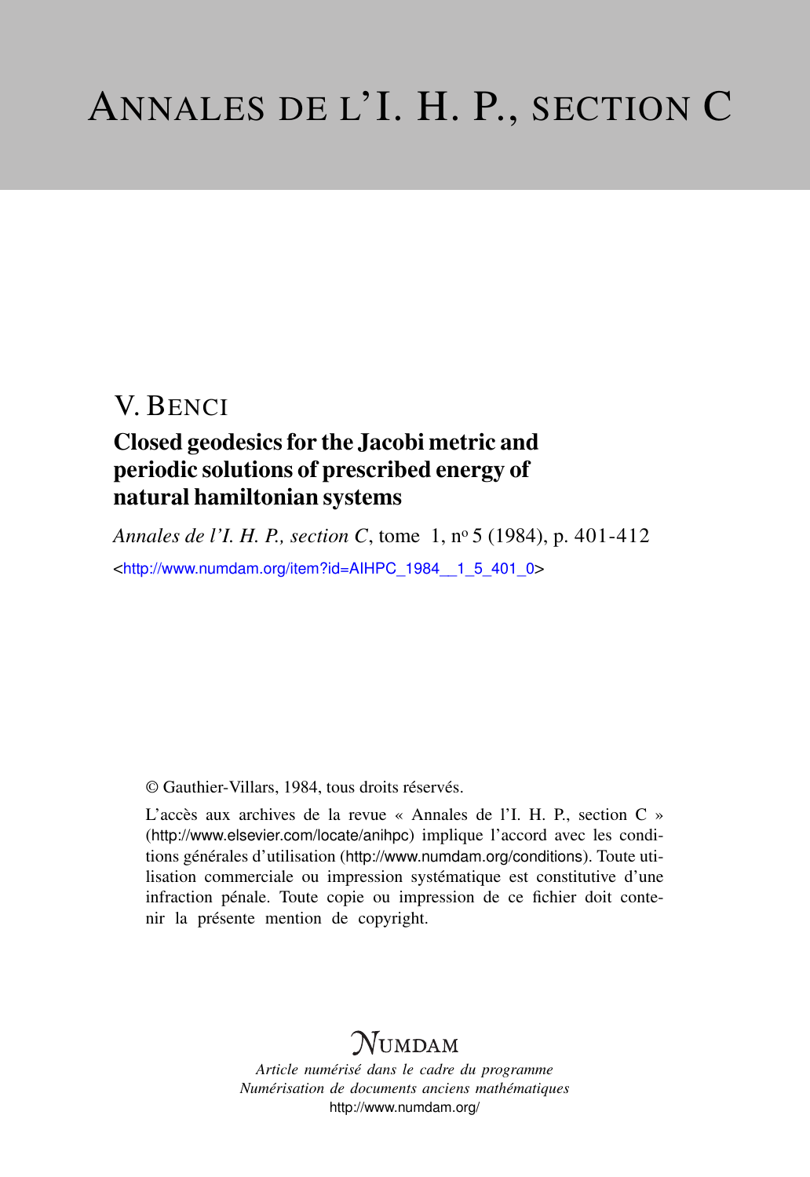# ANNALES DE L'I. H. P., SECTION C

## V. BENCI

## Closed geodesics for the Jacobi metric and periodic solutions of prescribed energy of natural hamiltonian systems

*Annales de l'I. H. P., section C*, tome 1, n° 5 (1984), p. 401-412

<http://www.numdam.org/item?id=AIHPC_1984__1_5_401_0>

© Gauthier-Villars, 1984, tous droits réservés.

L'accès aux archives de la revue « Annales de l'I. H. P., section C » (http://www.elsevier.com/locate/anihpc) implique l'accord avec les conditions générales d'utilisation (http://www.numdam.org/conditions). Toute utilisation commerciale ou impression systématique est constitutive d'une infraction pénale. Toute copie ou impression de ce fichier doit contenir la présente mention de copyright.

NUMDAM

*Article numérisé dans le cadre du programme*
*Numérisation de documents anciens mathématiques*
http://www.numdam.org/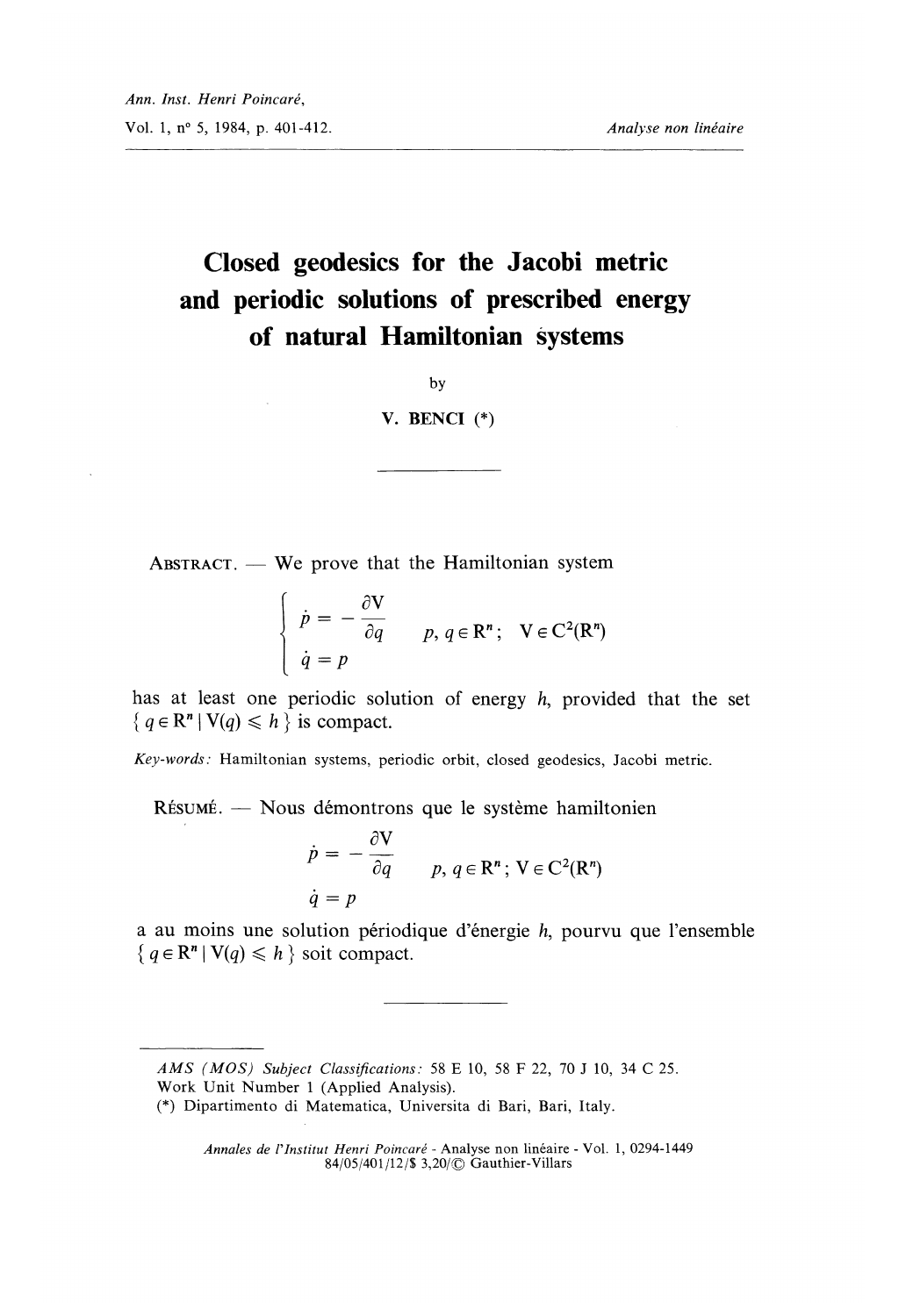# Closed geodesics for the Jacobi metric and periodic solutions of prescribed energy of natural Hamiltonian systems

by

V. BENCI (*)

---

ABSTRACT. — We prove that the Hamiltonian system

$$\begin{cases} \dot{p} = -\dfrac{\partial V}{\partial q} & p, q \in \mathbb{R}^n; \quad V \in C^2(\mathbb{R}^n) \\ \dot{q} = p \end{cases}$$

has at least one periodic solution of energy $h$, provided that the set $\{ q \in \mathbb{R}^n \mid V(q) \leqslant h \}$ is compact.

*Key-words:* Hamiltonian systems, periodic orbit, closed geodesics, Jacobi metric.

RÉSUMÉ. — Nous démontrons que le système hamiltonien

$$\dot{p} = -\frac{\partial V}{\partial q} \qquad p, q \in \mathbb{R}^n; \; V \in C^2(\mathbb{R}^n)$$

$$\dot{q} = p$$

a au moins une solution périodique d'énergie $h$, pourvu que l'ensemble $\{ q \in \mathbb{R}^n \mid V(q) \leqslant h \}$ soit compact.

---

*AMS (MOS) Subject Classifications:* 58 E 10, 58 F 22, 70 J 10, 34 C 25.
Work Unit Number 1 (Applied Analysis).
(*) Dipartimento di Matematica, Universita di Bari, Bari, Italy.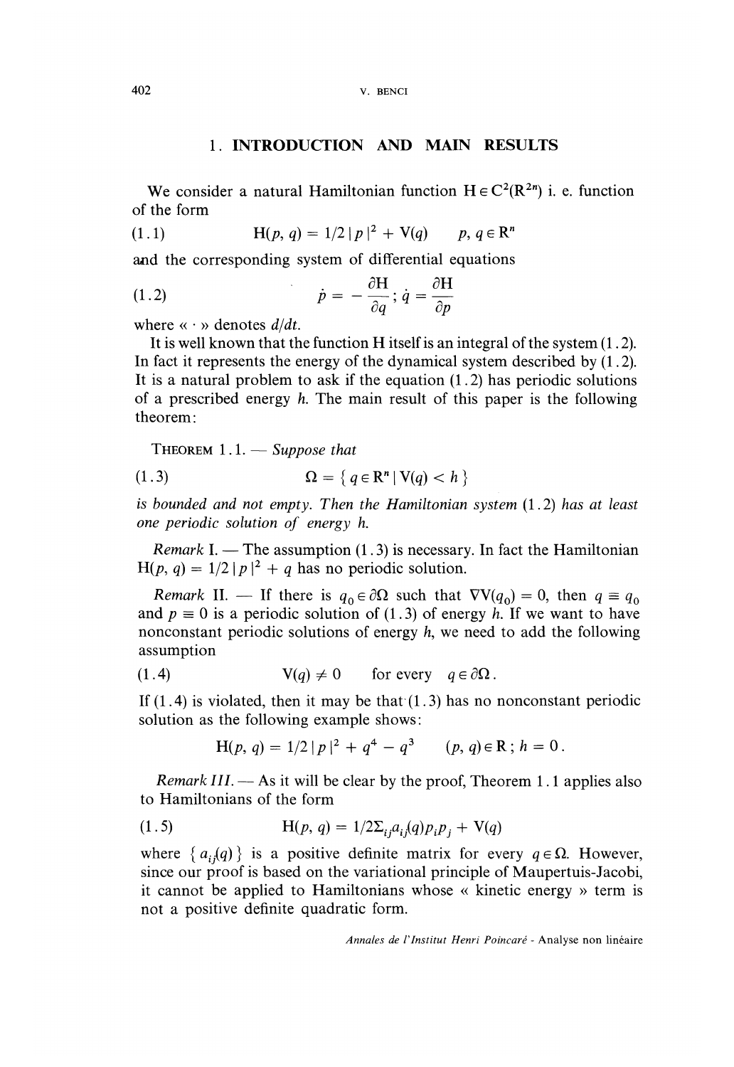## 1. INTRODUCTION AND MAIN RESULTS

We consider a natural Hamiltonian function $H \in C^2(R^{2n})$ i. e. function of the form

$$H(p, q) = 1/2 \, |p|^2 + V(q) \qquad p, q \in R^n \tag{1.1}$$

and the corresponding system of differential equations

$$\dot{p} = -\frac{\partial H}{\partial q}; \; \dot{q} = \frac{\partial H}{\partial p} \tag{1.2}$$

where « · » denotes $d/dt$.

It is well known that the function H itself is an integral of the system (1.2). In fact it represents the energy of the dynamical system described by (1.2). It is a natural problem to ask if the equation (1.2) has periodic solutions of a prescribed energy $h$. The main result of this paper is the following theorem:

THEOREM 1.1. — *Suppose that*

$$\Omega = \{ q \in R^n \mid V(q) < h \} \tag{1.3}$$

*is bounded and not empty. Then the Hamiltonian system* (1.2) *has at least one periodic solution of energy h.*

*Remark* I. — The assumption (1.3) is necessary. In fact the Hamiltonian $H(p, q) = 1/2 \, |p|^2 + q$ has no periodic solution.

*Remark* II. — If there is $q_0 \in \partial\Omega$ such that $\nabla V(q_0) = 0$, then $q \equiv q_0$ and $p \equiv 0$ is a periodic solution of (1.3) of energy $h$. If we want to have nonconstant periodic solutions of energy $h$, we need to add the following assumption

$$V(q) \neq 0 \qquad \text{for every} \quad q \in \partial\Omega. \tag{1.4}$$

If (1.4) is violated, then it may be that (1.3) has no nonconstant periodic solution as the following example shows:

$$H(p, q) = 1/2 \, |p|^2 + q^4 - q^3 \qquad (p, q) \in R \, ; \; h = 0 \, .$$

*Remark III.* — As it will be clear by the proof, Theorem 1.1 applies also to Hamiltonians of the form

$$H(p, q) = 1/2 \Sigma_{ij} a_{ij}(q) p_i p_j + V(q) \tag{1.5}$$

where $\{ a_{ij}(q) \}$ is a positive definite matrix for every $q \in \Omega$. However, since our proof is based on the variational principle of Maupertuis-Jacobi, it cannot be applied to Hamiltonians whose « kinetic energy » term is not a positive definite quadratic form.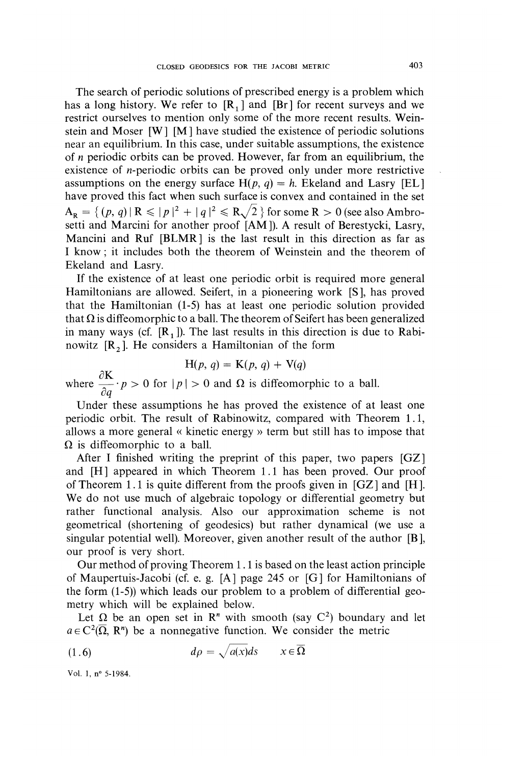The search of periodic solutions of prescribed energy is a problem which has a long history. We refer to [$R_1$] and [Br] for recent surveys and we restrict ourselves to mention only some of the more recent results. Weinstein and Moser [W] [M] have studied the existence of periodic solutions near an equilibrium. In this case, under suitable assumptions, the existence of $n$ periodic orbits can be proved. However, far from an equilibrium, the existence of $n$-periodic orbits can be proved only under more restrictive assumptions on the energy surface $H(p, q) = h$. Ekeland and Lasry [EL] have proved this fact when such surface is convex and contained in the set $A_R = \{ (p, q) \mid R \leqslant |p|^2 + |q|^2 \leqslant R\sqrt{2} \}$ for some $R > 0$ (see also Ambrosetti and Marcini for another proof [AM]). A result of Berestycki, Lasry, Mancini and Ruf [BLMR] is the last result in this direction as far as I know; it includes both the theorem of Weinstein and the theorem of Ekeland and Lasry.

If the existence of at least one periodic orbit is required more general Hamiltonians are allowed. Seifert, in a pioneering work [S], has proved that the Hamiltonian (1-5) has at least one periodic solution provided that $\Omega$ is diffeomorphic to a ball. The theorem of Seifert has been generalized in many ways (cf. [$R_1$]). The last results in this direction is due to Rabinowitz [$R_2$]. He considers a Hamiltonian of the form

$$H(p, q) = K(p, q) + V(q)$$

where $\dfrac{\partial K}{\partial q} \cdot p > 0$ for $|p| > 0$ and $\Omega$ is diffeomorphic to a ball.

Under these assumptions he has proved the existence of at least one periodic orbit. The result of Rabinowitz, compared with Theorem 1.1, allows a more general « kinetic energy » term but still has to impose that $\Omega$ is diffeomorphic to a ball.

After I finished writing the preprint of this paper, two papers [GZ] and [H] appeared in which Theorem 1.1 has been proved. Our proof of Theorem 1.1 is quite different from the proofs given in [GZ] and [H]. We do not use much of algebraic topology or differential geometry but rather functional analysis. Also our approximation scheme is not geometrical (shortening of geodesics) but rather dynamical (we use a singular potential well). Moreover, given another result of the author [B], our proof is very short.

Our method of proving Theorem 1.1 is based on the least action principle of Maupertuis-Jacobi (cf. e. g. [A] page 245 or [G] for Hamiltonians of the form (1-5)) which leads our problem to a problem of differential geometry which will be explained below.

Let $\Omega$ be an open set in $R^n$ with smooth (say $C^2$) boundary and let $a \in C^2(\overline{\Omega}, R^n)$ be a nonnegative function. We consider the metric

$$d\rho = \sqrt{a(x)}\,ds \qquad x \in \overline{\Omega} \tag{1.6}$$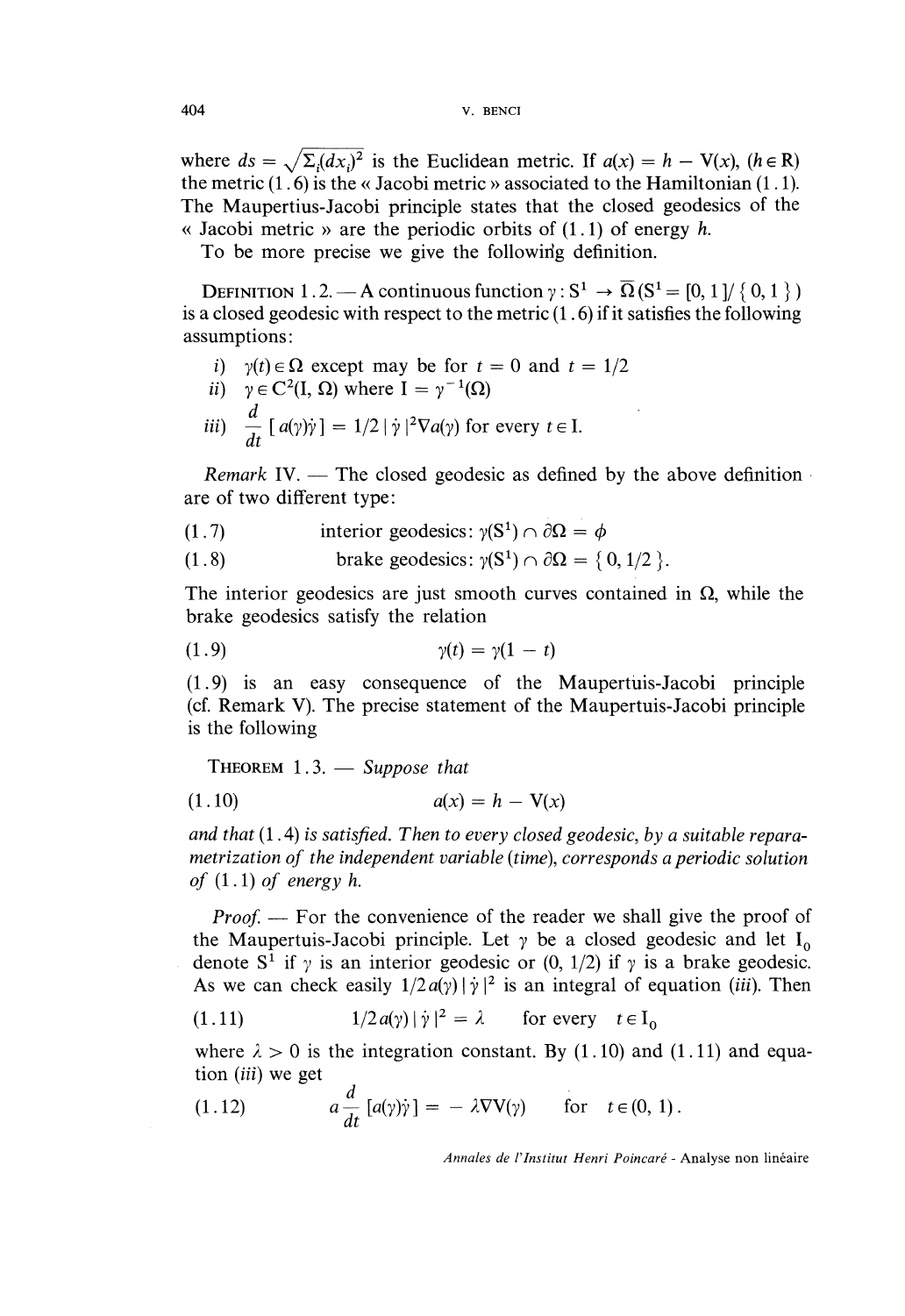where $ds = \sqrt{\Sigma_i (dx_i)^2}$ is the Euclidean metric. If $a(x) = h - V(x)$, $(h \in \mathbb{R})$ the metric (1.6) is the « Jacobi metric » associated to the Hamiltonian (1.1). The Maupertius-Jacobi principle states that the closed geodesics of the « Jacobi metric » are the periodic orbits of (1.1) of energy $h$.

To be more precise we give the following definition.

DEFINITION 1.2. — A continuous function $\gamma : S^1 \to \bar{\Omega}$ ($S^1 = [0, 1]/\{0, 1\}$) is a closed geodesic with respect to the metric (1.6) if it satisfies the following assumptions:

*i)* $\gamma(t) \in \Omega$ except may be for $t = 0$ and $t = 1/2$

*ii)* $\gamma \in C^2(I, \Omega)$ where $I = \gamma^{-1}(\Omega)$

*iii)* $\dfrac{d}{dt}[a(\gamma)\dot{\gamma}] = 1/2 \, |\dot{\gamma}|^2 \nabla a(\gamma)$ for every $t \in I$.

*Remark* IV. — The closed geodesic as defined by the above definition are of two different type:

$$\text{(1.7)} \qquad \text{interior geodesics: } \gamma(S^1) \cap \partial\Omega = \phi$$

$$\text{(1.8)} \qquad \text{brake geodesics: } \gamma(S^1) \cap \partial\Omega = \{0, 1/2\}.$$

The interior geodesics are just smooth curves contained in $\Omega$, while the brake geodesics satisfy the relation

$$\text{(1.9)} \qquad \gamma(t) = \gamma(1 - t)$$

(1.9) is an easy consequence of the Maupertuis-Jacobi principle (cf. Remark V). The precise statement of the Maupertuis-Jacobi principle is the following

THEOREM 1.3. — *Suppose that*

$$\text{(1.10)} \qquad a(x) = h - V(x)$$

*and that* (1.4) *is satisfied. Then to every closed geodesic, by a suitable reparametrization of the independent variable (time), corresponds a periodic solution of* (1.1) *of energy h.*

*Proof.* — For the convenience of the reader we shall give the proof of the Maupertuis-Jacobi principle. Let $\gamma$ be a closed geodesic and let $I_0$ denote $S^1$ if $\gamma$ is an interior geodesic or $(0, 1/2)$ if $\gamma$ is a brake geodesic. As we can check easily $1/2\, a(\gamma) \, |\dot{\gamma}|^2$ is an integral of equation (*iii*). Then

$$\text{(1.11)} \qquad 1/2\, a(\gamma) \, |\dot{\gamma}|^2 = \lambda \qquad \text{for every } \; t \in I_0$$

where $\lambda > 0$ is the integration constant. By (1.10) and (1.11) and equation (*iii*) we get

$$\text{(1.12)} \qquad a \frac{d}{dt}[a(\gamma)\dot{\gamma}] = -\lambda \nabla V(\gamma) \qquad \text{for} \quad t \in (0, 1).$$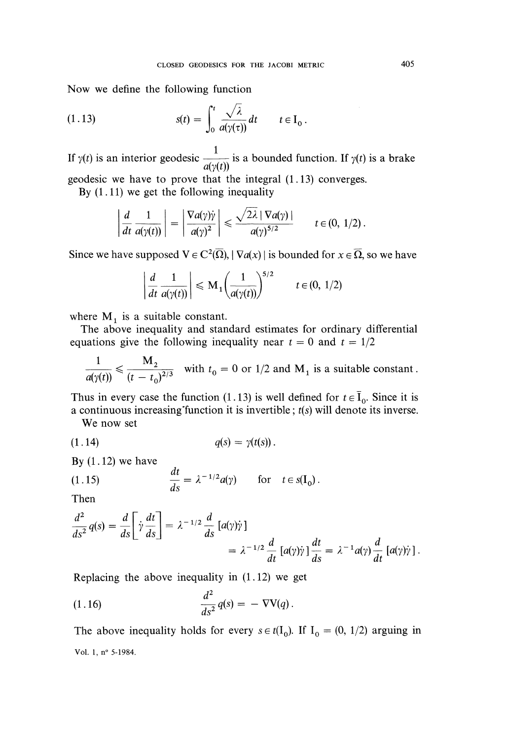Now we define the following function

$$s(t) = \int_0^t \frac{\sqrt{\lambda}}{a(\gamma(\tau))} dt \qquad t \in \mathrm{I}_0 . \tag{1.13}$$

If $\gamma(t)$ is an interior geodesic $\dfrac{1}{a(\gamma(t))}$ is a bounded function. If $\gamma(t)$ is a brake geodesic we have to prove that the integral (1.13) converges.

By (1.11) we get the following inequality

$$\left| \frac{d}{dt} \frac{1}{a(\gamma(t))} \right| = \left| \frac{\nabla a(\gamma)\dot{\gamma}}{a(\gamma)^2} \right| \leqslant \frac{\sqrt{2\lambda}\, | \nabla a(\gamma) |}{a(\gamma)^{5/2}} \qquad t \in (0, 1/2).$$

Since we have supposed $\mathrm{V} \in \mathrm{C}^2(\overline{\Omega})$, $| \nabla a(x) |$ is bounded for $x \in \overline{\Omega}$, so we have

$$\left| \frac{d}{dt} \frac{1}{a(\gamma(t))} \right| \leqslant \mathrm{M}_1 \left( \frac{1}{a(\gamma(t))} \right)^{5/2} \qquad t \in (0, 1/2)$$

where $\mathrm{M}_1$ is a suitable constant.

The above inequality and standard estimates for ordinary differential equations give the following inequality near $t = 0$ and $t = 1/2$

$$\frac{1}{a(\gamma(t))} \leqslant \frac{\mathrm{M}_2}{(t - t_0)^{2/3}} \quad \text{with } t_0 = 0 \text{ or } 1/2 \text{ and } \mathrm{M}_1 \text{ is a suitable constant}.$$

Thus in every case the function (1.13) is well defined for $t \in \overline{\mathrm{I}}_0$. Since it is a continuous increasing function it is invertible; $t(s)$ will denote its inverse.

We now set

$$q(s) = \gamma(t(s)). \tag{1.14}$$

By (1.12) we have

$$\frac{dt}{ds} = \lambda^{-1/2} a(\gamma) \qquad \text{for} \quad t \in s(\mathrm{I}_0). \tag{1.15}$$

Then

$$\frac{d^2}{ds^2} q(s) = \frac{d}{ds}\left[ \dot{\gamma} \frac{dt}{ds} \right] = \lambda^{-1/2} \frac{d}{ds} [a(\gamma)\dot{\gamma}]$$
$$= \lambda^{-1/2} \frac{d}{dt} [a(\gamma)\dot{\gamma}] \frac{dt}{ds} = \lambda^{-1} a(\gamma) \frac{d}{dt} [a(\gamma)\dot{\gamma}].$$

Replacing the above inequality in (1.12) we get

$$\frac{d^2}{ds^2} q(s) = - \nabla \mathrm{V}(q). \tag{1.16}$$

The above inequality holds for every $s \in t(\mathrm{I}_0)$. If $\mathrm{I}_0 = (0, 1/2)$ arguing in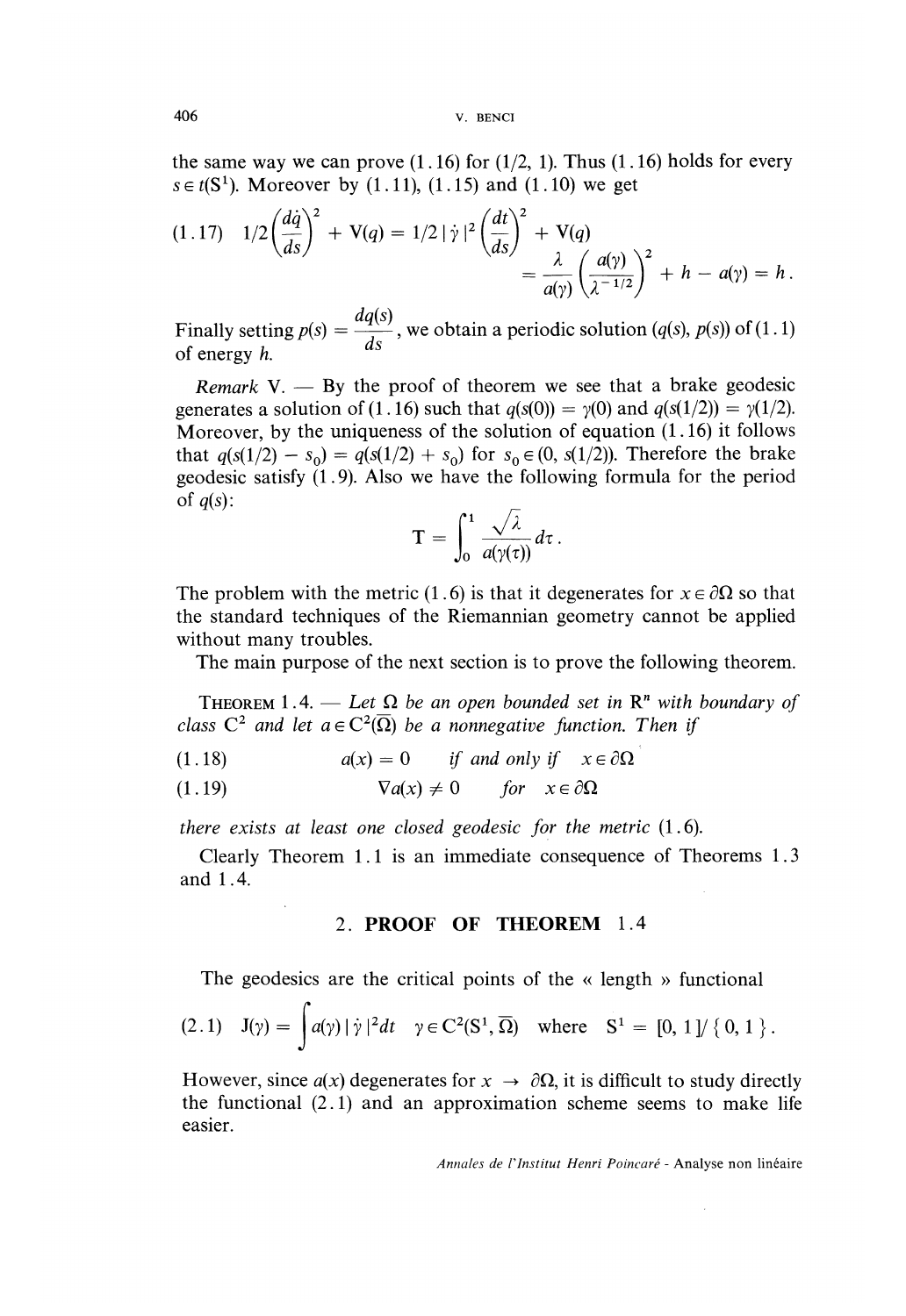the same way we can prove (1.16) for (1/2, 1). Thus (1.16) holds for every $s \in t(S^1)$. Moreover by (1.11), (1.15) and (1.10) we get

$$
(1.17)\quad 1/2\left(\frac{d\dot{q}}{ds}\right)^2 + V(q) = 1/2\,|\dot{\gamma}|^2\left(\frac{dt}{ds}\right)^2 + V(q)
$$
$$
= \frac{\lambda}{a(\gamma)}\left(\frac{a(\gamma)}{\lambda^{-1/2}}\right)^2 + h - a(\gamma) = h.
$$

Finally setting $p(s) = \dfrac{dq(s)}{ds}$, we obtain a periodic solution $(q(s), p(s))$ of (1.1) of energy $h$.

*Remark* V. — By the proof of theorem we see that a brake geodesic generates a solution of (1.16) such that $q(s(0)) = \gamma(0)$ and $q(s(1/2)) = \gamma(1/2)$. Moreover, by the uniqueness of the solution of equation (1.16) it follows that $q(s(1/2) - s_0) = q(s(1/2) + s_0)$ for $s_0 \in (0, s(1/2))$. Therefore the brake geodesic satisfy (1.9). Also we have the following formula for the period of $q(s)$:

$$
T = \int_0^1 \frac{\sqrt{\lambda}}{a(\gamma(\tau))}\,d\tau.
$$

The problem with the metric (1.6) is that it degenerates for $x \in \partial\Omega$ so that the standard techniques of the Riemannian geometry cannot be applied without many troubles.

The main purpose of the next section is to prove the following theorem.

THEOREM 1.4. — *Let $\Omega$ be an open bounded set in $R^n$ with boundary of class $C^2$ and let $a \in C^2(\bar{\Omega})$ be a nonnegative function. Then if*

$$
(1.18)\qquad a(x) = 0 \quad \text{if and only if} \quad x \in \partial\Omega
$$

$$
(1.19)\qquad \nabla a(x) \neq 0 \quad \text{for} \quad x \in \partial\Omega
$$

*there exists at least one closed geodesic for the metric* (1.6).

Clearly Theorem 1.1 is an immediate consequence of Theorems 1.3 and 1.4.

## 2. PROOF OF THEOREM 1.4

The geodesics are the critical points of the « length » functional

$$
(2.1)\quad J(\gamma) = \int a(\gamma)\,|\dot{\gamma}|^2 dt \quad \gamma \in C^2(S^1, \bar{\Omega}) \quad \text{where} \quad S^1 = [0, 1]/\{0, 1\}.
$$

However, since $a(x)$ degenerates for $x \to \partial\Omega$, it is difficult to study directly the functional (2.1) and an approximation scheme seems to make life easier.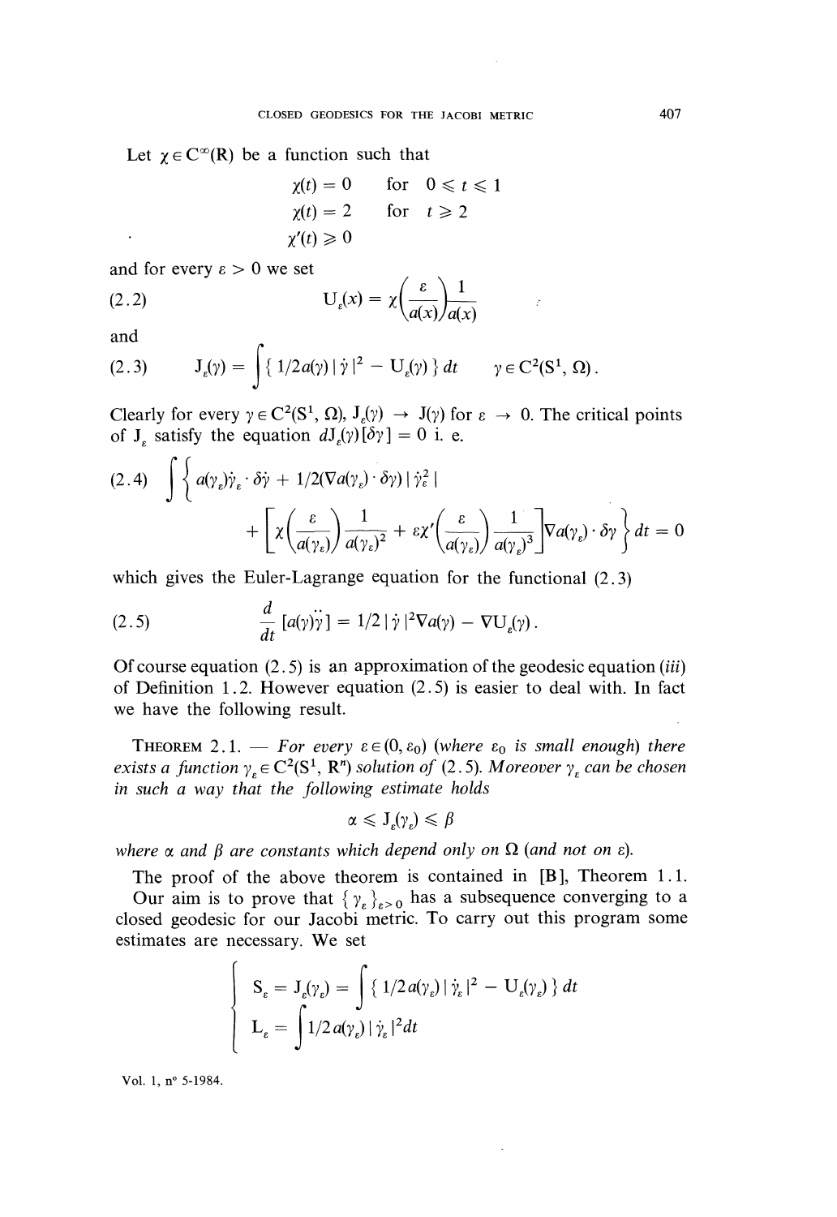Let $\chi \in C^\infty(\mathbb{R})$ be a function such that

$$\chi(t) = 0 \quad \text{for} \quad 0 \leqslant t \leqslant 1$$

$$\chi(t) = 2 \quad \text{for} \quad t \geqslant 2$$

$$\chi'(t) \geqslant 0$$

and for every $\varepsilon > 0$ we set

$$U_\varepsilon(x) = \chi\left(\frac{\varepsilon}{a(x)}\right)\frac{1}{a(x)} \tag{2.2}$$

and

$$J_\varepsilon(\gamma) = \int \{ 1/2 a(\gamma) \mid \dot{\gamma} \mid^2 - U_\varepsilon(\gamma) \} \, dt \qquad \gamma \in C^2(S^1, \Omega). \tag{2.3}$$

Clearly for every $\gamma \in C^2(S^1, \Omega)$, $J_\varepsilon(\gamma) \to J(\gamma)$ for $\varepsilon \to 0$. The critical points of $J_\varepsilon$ satisfy the equation $dJ_\varepsilon(\gamma)[\delta\gamma] = 0$ i. e.

$$\int \left\{ a(\gamma_\varepsilon)\dot{\gamma}_\varepsilon \cdot \delta\dot{\gamma} + 1/2(\nabla a(\gamma_\varepsilon) \cdot \delta\gamma) \mid \dot{\gamma}_\varepsilon^2 \mid + \left[ \chi\left(\frac{\varepsilon}{a(\gamma_\varepsilon)}\right)\frac{1}{a(\gamma_\varepsilon)^2} + \varepsilon\chi'\left(\frac{\varepsilon}{a(\gamma_\varepsilon)}\right)\frac{1}{a(\gamma_\varepsilon)^3} \right] \nabla a(\gamma_\varepsilon) \cdot \delta\gamma \right\} dt = 0 \tag{2.4}$$

which gives the Euler-Lagrange equation for the functional (2.3)

$$\frac{d}{dt}[a(\gamma)\dot{\gamma}] = 1/2 \mid \dot{\gamma} \mid^2 \nabla a(\gamma) - \nabla U_\varepsilon(\gamma). \tag{2.5}$$

Of course equation (2.5) is an approximation of the geodesic equation (*iii*) of Definition 1.2. However equation (2.5) is easier to deal with. In fact we have the following result.

THEOREM 2.1. — *For every $\varepsilon \in (0, \varepsilon_0)$ (where $\varepsilon_0$ is small enough) there exists a function $\gamma_\varepsilon \in C^2(S^1, \mathbb{R}^n)$ solution of (2.5). Moreover $\gamma_\varepsilon$ can be chosen in such a way that the following estimate holds*

$$\alpha \leqslant J_\varepsilon(\gamma_\varepsilon) \leqslant \beta$$

*where $\alpha$ and $\beta$ are constants which depend only on $\Omega$ (and not on $\varepsilon$).*

The proof of the above theorem is contained in [B], Theorem 1.1.

Our aim is to prove that $\{ \gamma_\varepsilon \}_{\varepsilon > 0}$ has a subsequence converging to a closed geodesic for our Jacobi metric. To carry out this program some estimates are necessary. We set

$$\begin{cases} S_\varepsilon = J_\varepsilon(\gamma_\varepsilon) = \displaystyle\int \{ 1/2 a(\gamma_\varepsilon) \mid \dot{\gamma}_\varepsilon \mid^2 - U_\varepsilon(\gamma_\varepsilon) \} \, dt \\ L_\varepsilon = \displaystyle\int 1/2 \, a(\gamma_\varepsilon) \mid \dot{\gamma}_\varepsilon \mid^2 dt \end{cases}$$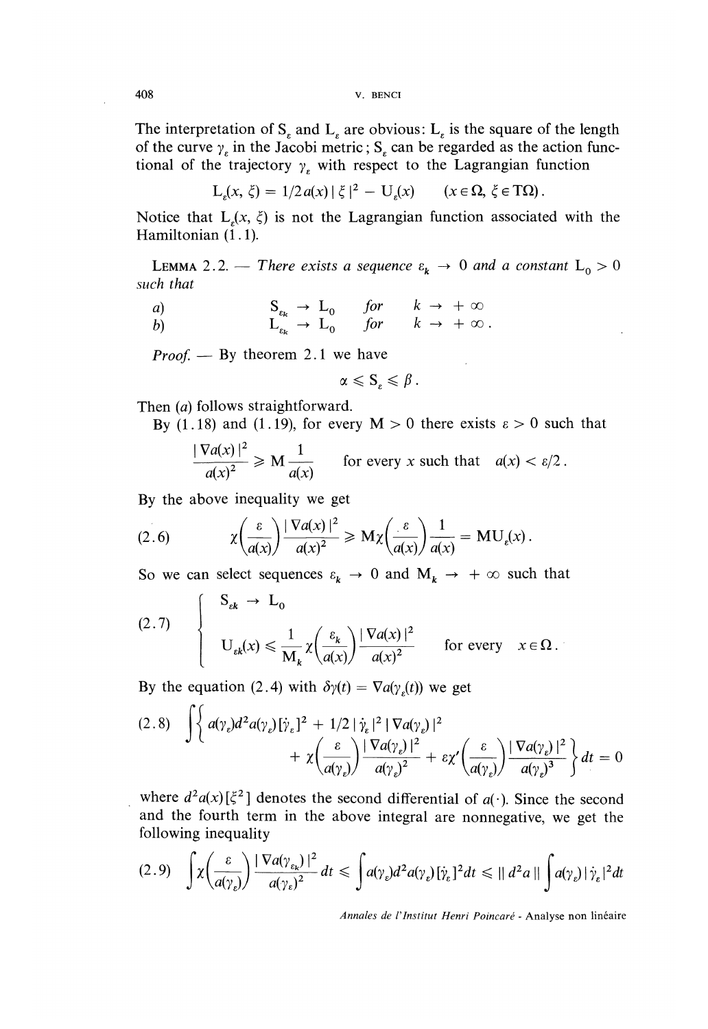The interpretation of $S_\varepsilon$ and $L_\varepsilon$ are obvious: $L_\varepsilon$ is the square of the length of the curve $\gamma_\varepsilon$ in the Jacobi metric; $S_\varepsilon$ can be regarded as the action functional of the trajectory $\gamma_\varepsilon$ with respect to the Lagrangian function

$$L_\varepsilon(x, \xi) = 1/2\, a(x) \,|\, \xi \,|^2 - U_\varepsilon(x) \qquad (x \in \Omega,\ \xi \in T\Omega).$$

Notice that $L_\varepsilon(x, \xi)$ is not the Lagrangian function associated with the Hamiltonian (1.1).

**LEMMA 2.2.** — *There exists a sequence $\varepsilon_k \to 0$ and a constant $L_0 > 0$ such that*

*a)* $\qquad S_{\varepsilon_k} \to L_0 \quad$ *for* $\quad k \to +\infty$

*b)* $\qquad L_{\varepsilon_k} \to L_0 \quad$ *for* $\quad k \to +\infty$.

*Proof.* — By theorem 2.1 we have

$$\alpha \leqslant S_\varepsilon \leqslant \beta.$$

Then (*a*) follows straightforward.

By (1.18) and (1.19), for every $M > 0$ there exists $\varepsilon > 0$ such that

$$\frac{|\nabla a(x)|^2}{a(x)^2} \geqslant M \frac{1}{a(x)} \qquad \text{for every } x \text{ such that } a(x) < \varepsilon/2.$$

By the above inequality we get

$$\chi\left(\frac{\varepsilon}{a(x)}\right) \frac{|\nabla a(x)|^2}{a(x)^2} \geqslant M \chi\left(\frac{\varepsilon}{a(x)}\right) \frac{1}{a(x)} = M U_\varepsilon(x). \tag{2.6}$$

So we can select sequences $\varepsilon_k \to 0$ and $M_k \to +\infty$ such that

$$\left\{ \begin{array}{l} S_{\varepsilon k} \to L_0 \\[2mm] U_{\varepsilon k}(x) \leqslant \dfrac{1}{M_k} \chi\left(\dfrac{\varepsilon_k}{a(x)}\right) \dfrac{|\nabla a(x)|^2}{a(x)^2} \qquad \text{for every} \quad x \in \Omega. \end{array} \right. \tag{2.7}$$

By the equation (2.4) with $\delta\gamma(t) = \nabla a(\gamma_\varepsilon(t))$ we get

$$\int \Big\{ a(\gamma_\varepsilon) d^2 a(\gamma_\varepsilon)[\dot{\gamma}_\varepsilon]^2 + 1/2\, |\dot{\gamma}_\varepsilon|^2 \,|\nabla a(\gamma_\varepsilon)|^2 + \chi\left(\frac{\varepsilon}{a(\gamma_\varepsilon)}\right) \frac{|\nabla a(\gamma_\varepsilon)|^2}{a(\gamma_\varepsilon)^2} + \varepsilon \chi'\left(\frac{\varepsilon}{a(\gamma_\varepsilon)}\right) \frac{|\nabla a(\gamma_\varepsilon)|^2}{a(\gamma_\varepsilon)^3} \Big\} dt = 0 \tag{2.8}$$

where $d^2 a(x)[\xi^2]$ denotes the second differential of $a(\cdot)$. Since the second and the fourth term in the above integral are nonnegative, we get the following inequality

$$\int \chi\left(\frac{\varepsilon}{a(\gamma_\varepsilon)}\right) \frac{|\nabla a(\gamma_{\varepsilon_k})|^2}{a(\gamma_\varepsilon)^2} dt \leqslant \int a(\gamma_\varepsilon) d^2 a(\gamma_\varepsilon)[\dot{\gamma}_\varepsilon]^2 dt \leqslant \| d^2 a \| \int a(\gamma_\varepsilon) |\dot{\gamma}_\varepsilon|^2 dt \tag{2.9}$$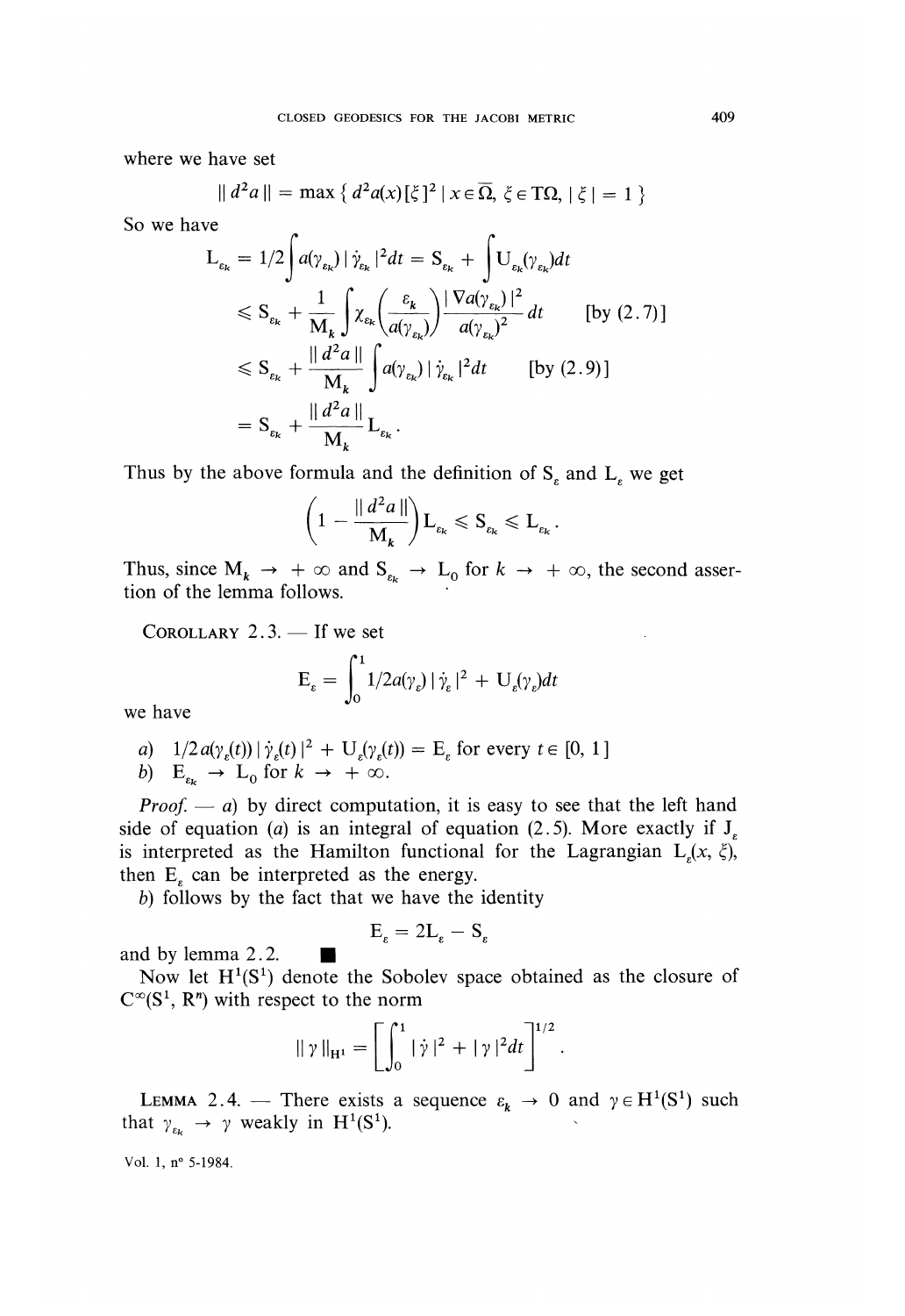where we have set

$$\| d^2a \| = \max \{ d^2a(x)[\xi]^2 \mid x \in \overline{\Omega},\ \xi \in T\Omega,\ |\xi| = 1 \}$$

So we have

$$
\begin{aligned}
L_{\varepsilon_k} &= 1/2 \int a(\gamma_{\varepsilon_k}) \, |\dot{\gamma}_{\varepsilon_k}|^2 dt = S_{\varepsilon_k} + \int U_{\varepsilon_k}(\gamma_{\varepsilon_k}) dt \\
&\leqslant S_{\varepsilon_k} + \frac{1}{M_k} \int \chi_{\varepsilon_k}\left( \frac{\varepsilon_k}{a(\gamma_{\varepsilon_k})} \right) \frac{|\nabla a(\gamma_{\varepsilon_k})|^2}{a(\gamma_{\varepsilon_k})^2} dt \qquad \text{[by (2.7)]} \\
&\leqslant S_{\varepsilon_k} + \frac{\| d^2 a \|}{M_k} \int a(\gamma_{\varepsilon_k}) \, |\dot{\gamma}_{\varepsilon_k}|^2 dt \qquad \text{[by (2.9)]} \\
&= S_{\varepsilon_k} + \frac{\| d^2 a \|}{M_k} L_{\varepsilon_k}.
\end{aligned}
$$

Thus by the above formula and the definition of $S_\varepsilon$ and $L_\varepsilon$ we get

$$\left( 1 - \frac{\| d^2 a \|}{M_k} \right) L_{\varepsilon_k} \leqslant S_{\varepsilon_k} \leqslant L_{\varepsilon_k}.$$

Thus, since $M_k \to +\infty$ and $S_{\varepsilon_k} \to L_0$ for $k \to +\infty$, the second assertion of the lemma follows.

COROLLARY 2.3. — If we set

$$E_\varepsilon = \int_0^1 1/2 a(\gamma_\varepsilon) \, |\dot{\gamma}_\varepsilon|^2 + U_\varepsilon(\gamma_\varepsilon) dt$$

we have

*a)* $1/2 \, a(\gamma_\varepsilon(t)) \, |\dot{\gamma}_\varepsilon(t)|^2 + U_\varepsilon(\gamma_\varepsilon(t)) = E_\varepsilon$ for every $t \in [0, 1]$

*b)* $E_{\varepsilon_k} \to L_0$ for $k \to +\infty$.

*Proof.* — *a)* by direct computation, it is easy to see that the left hand side of equation (*a*) is an integral of equation (2.5). More exactly if $J_\varepsilon$ is interpreted as the Hamilton functional for the Lagrangian $L_\varepsilon(x, \xi)$, then $E_\varepsilon$ can be interpreted as the energy.

*b)* follows by the fact that we have the identity

$$E_\varepsilon = 2L_\varepsilon - S_\varepsilon$$

and by lemma 2.2. ■

Now let $H^1(S^1)$ denote the Sobolev space obtained as the closure of $C^\infty(S^1, \mathbb{R}^n)$ with respect to the norm

$$\| \gamma \|_{H^1} = \left[ \int_0^1 |\dot{\gamma}|^2 + |\gamma|^2 dt \right]^{1/2}.$$

LEMMA 2.4. — There exists a sequence $\varepsilon_k \to 0$ and $\gamma \in H^1(S^1)$ such that $\gamma_{\varepsilon_k} \to \gamma$ weakly in $H^1(S^1)$.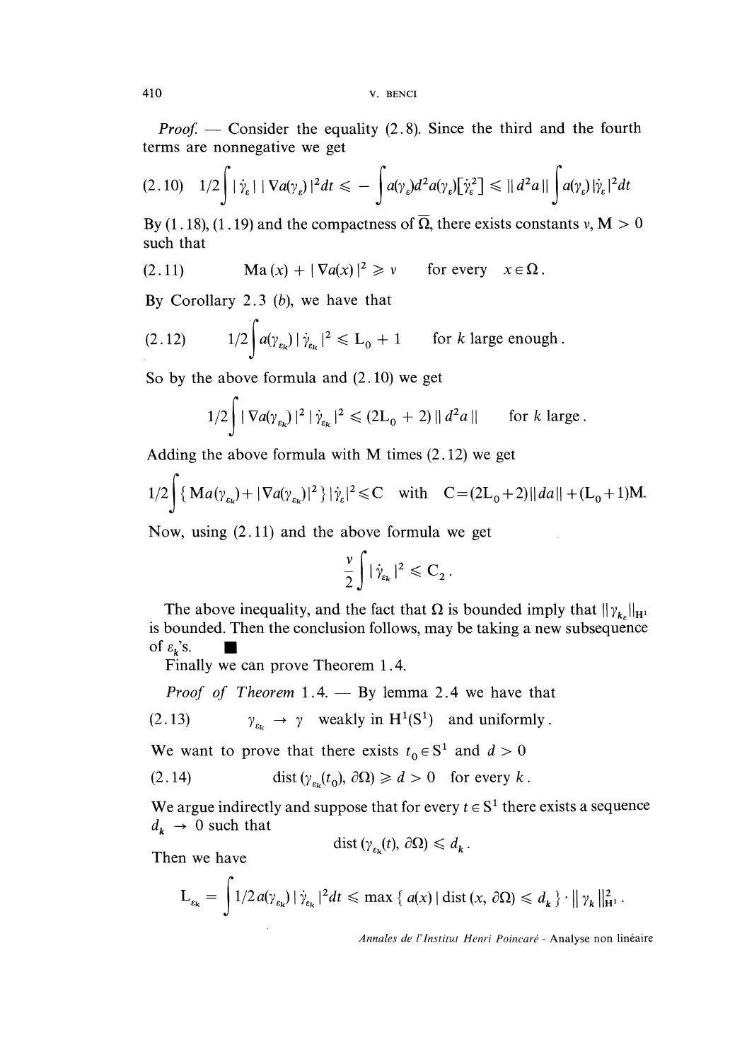*Proof.* — Consider the equality (2.8). Since the third and the fourth terms are nonnegative we get

$$(2.10)\quad 1/2\int |\dot{\gamma}_\varepsilon|\,|\nabla a(\gamma_\varepsilon)|^2 dt \leqslant -\int a(\gamma_\varepsilon) d^2 a(\gamma_\varepsilon)[\dot{\gamma}_\varepsilon^2] \leqslant \|d^2 a\| \int a(\gamma_\varepsilon)|\dot{\gamma}_\varepsilon|^2 dt$$

By (1.18), (1.19) and the compactness of $\overline{\Omega}$, there exists constants $v$, $M > 0$ such that

$$(2.11)\qquad Ma(x) + |\nabla a(x)|^2 \geqslant v \qquad \text{for every} \quad x \in \Omega.$$

By Corollary 2.3 (*b*), we have that

$$(2.12)\qquad 1/2\int a(\gamma_{\varepsilon_k})\,|\dot{\gamma}_{\varepsilon_k}|^2 \leqslant L_0 + 1 \qquad \text{for } k \text{ large enough}.$$

So by the above formula and (2.10) we get

$$1/2\int |\nabla a(\gamma_{\varepsilon_k})|^2\,|\dot{\gamma}_{\varepsilon_k}|^2 \leqslant (2L_0 + 2)\,\|d^2 a\| \qquad \text{for } k \text{ large}.$$

Adding the above formula with M times (2.12) we get

$$1/2\int \{ Ma(\gamma_{\varepsilon_k}) + |\nabla a(\gamma_{\varepsilon_k})|^2 \}\,|\dot{\gamma}_\varepsilon|^2 \leqslant C \quad \text{with} \quad C = (2L_0+2)\|da\| + (L_0+1)M.$$

Now, using (2.11) and the above formula we get

$$\frac{v}{2}\int |\dot{\gamma}_{\varepsilon_k}|^2 \leqslant C_2.$$

The above inequality, and the fact that $\Omega$ is bounded imply that $\|\gamma_{k_\varepsilon}\|_{H^1}$ is bounded. Then the conclusion follows, may be taking a new subsequence of $\varepsilon_k$'s. ■

Finally we can prove Theorem 1.4.

*Proof of Theorem* 1.4. — By lemma 2.4 we have that

$$(2.13)\qquad \gamma_{\varepsilon_k} \to \gamma \quad \text{weakly in } H^1(S^1) \text{ and uniformly}.$$

We want to prove that there exists $t_0 \in S^1$ and $d > 0$

$$(2.14)\qquad \operatorname{dist}(\gamma_{\varepsilon_k}(t_0), \partial\Omega) \geqslant d > 0 \quad \text{for every } k.$$

We argue indirectly and suppose that for every $t \in S^1$ there exists a sequence $d_k \to 0$ such that

$$\operatorname{dist}(\gamma_{\varepsilon_k}(t), \partial\Omega) \leqslant d_k.$$

Then we have

$$L_{\varepsilon_k} = \int 1/2\, a(\gamma_{\varepsilon_k})\,|\dot{\gamma}_{\varepsilon_k}|^2 dt \leqslant \max\{ a(x) \mid \operatorname{dist}(x, \partial\Omega) \leqslant d_k \} \cdot \|\gamma_k\|^2_{H^1}.$$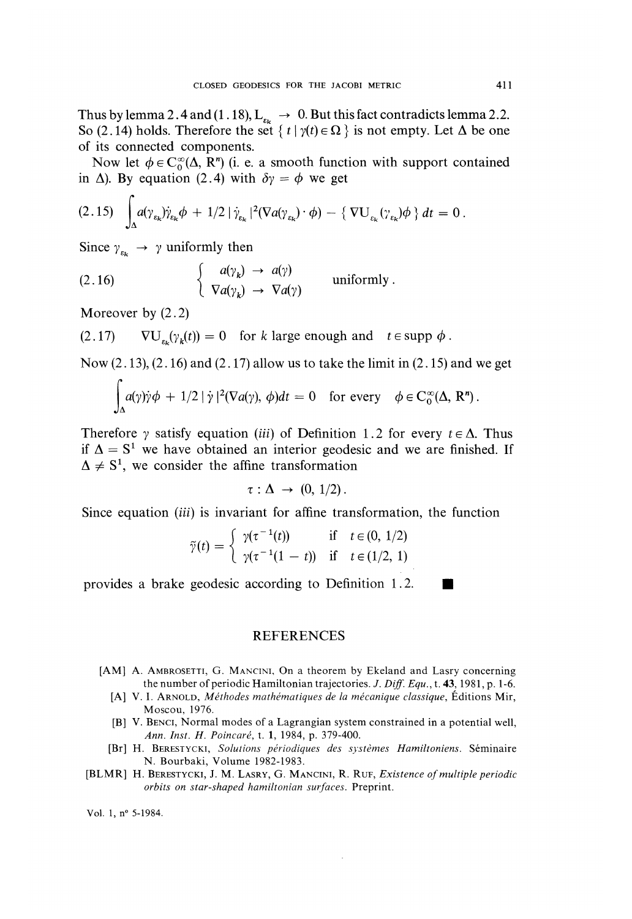Thus by lemma 2.4 and (1.18), $L_{\varepsilon_k} \to 0$. But this fact contradicts lemma 2.2. So (2.14) holds. Therefore the set $\{ t \mid \gamma(t) \in \Omega \}$ is not empty. Let $\Delta$ be one of its connected components.

Now let $\phi \in C_0^\infty(\Delta, \mathbb{R}^n)$ (i. e. a smooth function with support contained in $\Delta$). By equation (2.4) with $\delta\gamma = \phi$ we get

$$(2.15) \quad \int_\Delta a(\gamma_{\varepsilon_k})\dot{\gamma}_{\varepsilon_k}\dot{\phi} + 1/2 \, |\dot{\gamma}_{\varepsilon_k}|^2 (\nabla a(\gamma_{\varepsilon_k}) \cdot \phi) - \{ \nabla U_{\varepsilon_k}(\gamma_{\varepsilon_k})\phi \} \, dt = 0 .$$

Since $\gamma_{\varepsilon_k} \to \gamma$ uniformly then

$$(2.16) \quad \left\{ \begin{array}{l} a(\gamma_k) \to a(\gamma) \\ \nabla a(\gamma_k) \to \nabla a(\gamma) \end{array} \right. \quad \text{uniformly} .$$

Moreover by (2.2)

$$(2.17) \quad \nabla U_{\varepsilon_k}(\gamma_k(t)) = 0 \quad \text{for } k \text{ large enough and} \quad t \in \operatorname{supp} \phi .$$

Now (2.13), (2.16) and (2.17) allow us to take the limit in (2.15) and we get

$$\int_\Delta a(\gamma)\dot{\gamma}\dot{\phi} + 1/2 \, |\dot{\gamma}|^2 (\nabla a(\gamma), \phi) dt = 0 \quad \text{for every} \quad \phi \in C_0^\infty(\Delta, \mathbb{R}^n) .$$

Therefore $\gamma$ satisfy equation (*iii*) of Definition 1.2 for every $t \in \Delta$. Thus if $\Delta = S^1$ we have obtained an interior geodesic and we are finished. If $\Delta \neq S^1$, we consider the affine transformation

$$\tau : \Delta \to (0, 1/2) .$$

Since equation (*iii*) is invariant for affine transformation, the function

$$\tilde{\gamma}(t) = \left\{ \begin{array}{ll} \gamma(\tau^{-1}(t)) & \text{if} \quad t \in (0, 1/2) \\ \gamma(\tau^{-1}(1-t)) & \text{if} \quad t \in (1/2, 1) \end{array} \right.$$

provides a brake geodesic according to Definition 1.2. ∎

## REFERENCES

[AM] A. AMBROSETTI, G. MANCINI, On a theorem by Ekeland and Lasry concerning the number of periodic Hamiltonian trajectories. *J. Diff. Equ.*, t. **43**, 1981, p. 1-6.

[A] V. I. ARNOLD, *Méthodes mathématiques de la mécanique classique*, Éditions Mir, Moscou, 1976.

[B] V. BENCI, Normal modes of a Lagrangian system constrained in a potential well, *Ann. Inst. H. Poincaré*, t. **1**, 1984, p. 379-400.

[Br] H. BERESTYCKI, *Solutions périodiques des systèmes Hamiltoniens*. Séminaire N. Bourbaki, Volume 1982-1983.

[BLMR] H. BERESTYCKI, J. M. LASRY, G. MANCINI, R. RUF, *Existence of multiple periodic orbits on star-shaped hamiltonian surfaces*. Preprint.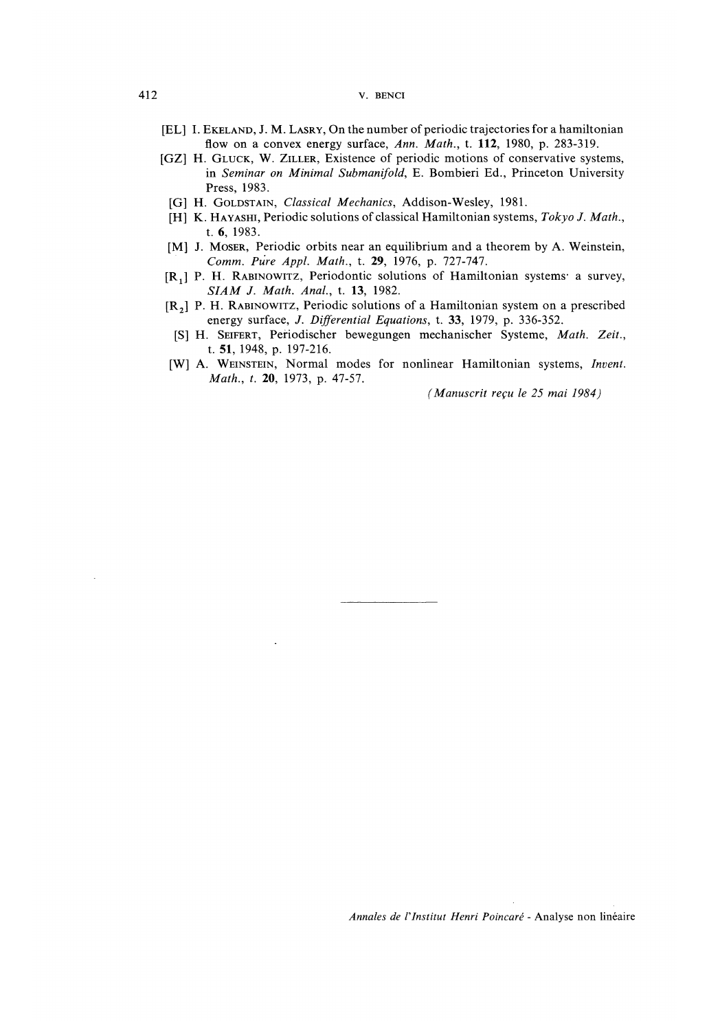[EL] I. Ekeland, J. M. Lasry, On the number of periodic trajectories for a hamiltonian flow on a convex energy surface, *Ann. Math.*, t. **112**, 1980, p. 283-319.

[GZ] H. Gluck, W. Ziller, Existence of periodic motions of conservative systems, in *Seminar on Minimal Submanifold*, E. Bombieri Ed., Princeton University Press, 1983.

[G] H. Goldstain, *Classical Mechanics*, Addison-Wesley, 1981.

[H] K. Hayashi, Periodic solutions of classical Hamiltonian systems, *Tokyo J. Math.*, t. **6**, 1983.

[M] J. Moser, Periodic orbits near an equilibrium and a theorem by A. Weinstein, *Comm. Pure Appl. Math.*, t. **29**, 1976, p. 727-747.

[$R_1$] P. H. Rabinowitz, Periodontic solutions of Hamiltonian systems· a survey, *SIAM J. Math. Anal.*, t. **13**, 1982.

[$R_2$] P. H. Rabinowitz, Periodic solutions of a Hamiltonian system on a prescribed energy surface, *J. Differential Equations*, t. **33**, 1979, p. 336-352.

[S] H. Seifert, Periodischer bewegungen mechanischer Systeme, *Math. Zeit.*, t. **51**, 1948, p. 197-216.

[W] A. Weinstein, Normal modes for nonlinear Hamiltonian systems, *Invent. Math.*, *t.* **20**, 1973, p. 47-57.

*(Manuscrit reçu le 25 mai 1984)*